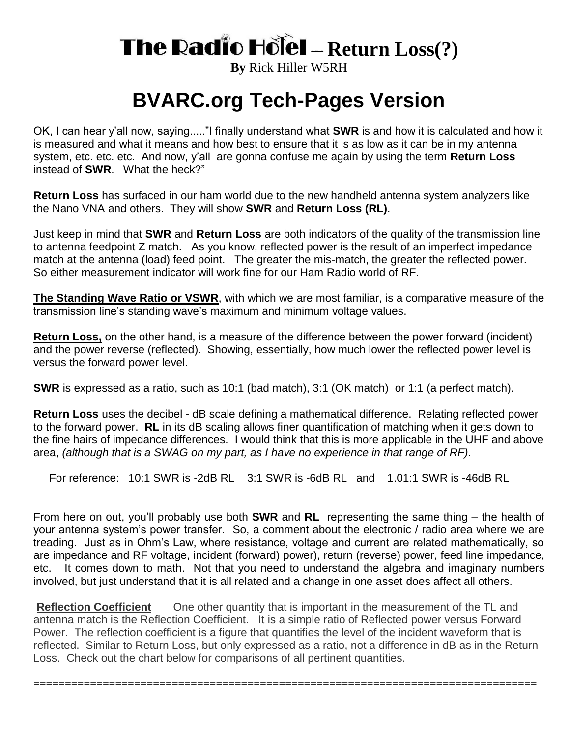# The Radio Hotel – Return Loss(?)

**By** Rick Hiller W5RH

# BVARC.org Tech-Pages Version

OK, I can hear y'all now, saying....."I finally understand what **SWR** is and how it is calculated and how it is measured and what it means and how best to ensure that it is as low as it can be in my antenna system, etc. etc. etc. And now, y'all are gonna confuse me again by using the term **Return Loss** instead of **SWR**. What the heck?"

**Return Loss** has surfaced in our ham world due to the new handheld antenna system analyzers like the Nano VNA and others. They will show **SWR** and **Return Loss (RL)**.

Just keep in mind that **SWR** and **Return Loss** are both indicators of the quality of the transmission line to antenna feedpoint Z match. As you know, reflected power is the result of an imperfect impedance match at the antenna (load) feed point. The greater the mis-match, the greater the reflected power. So either measurement indicator will work fine for our Ham Radio world of RF.

**The Standing Wave Ratio or VSWR**, with which we are most familiar, is a comparative measure of the transmission line's standing wave's maximum and minimum voltage values.

**Return Loss,** on the other hand, is a measure of the difference between the power forward (incident) and the power reverse (reflected). Showing, essentially, how much lower the reflected power level is versus the forward power level.

**SWR** is expressed as a ratio, such as 10:1 (bad match), 3:1 (OK match) or 1:1 (a perfect match).

**Return Loss** uses the decibel - dB scale defining a mathematical difference. Relating reflected power to the forward power. **RL** in its dB scaling allows finer quantification of matching when it gets down to the fine hairs of impedance differences. I would think that this is more applicable in the UHF and above area, *(although that is a SWAG on my part, as I have no experience in that range of RF)*.

For reference: 10:1 SWR is -2dB RL  3:1 SWR is -6dB RL and  1.01:1 SWR is -46dB RL

From here on out, you'll probably use both **SWR** and **RL** representing the same thing – the health of your antenna system's power transfer. So, a comment about the electronic / radio area where we are treading. Just as in Ohm's Law, where resistance, voltage and current are related mathematically, so are impedance and RF voltage, incident (forward) power), return (reverse) power, feed line impedance, etc. It comes down to math. Not that you need to understand the algebra and imaginary numbers involved, but just understand that it is all related and a change in one asset does affect all others.

**Reflection Coefficient** One other quantity that is important in the measurement of the TL and antenna match is the Reflection Coefficient. It is a simple ratio of Reflected power versus Forward Power. The reflection coefficient is a figure that quantifies the level of the incident waveform that is reflected. Similar to Return Loss, but only expressed as a ratio, not a difference in dB as in the Return Loss. Check out the chart below for comparisons of all pertinent quantities.

================================================================================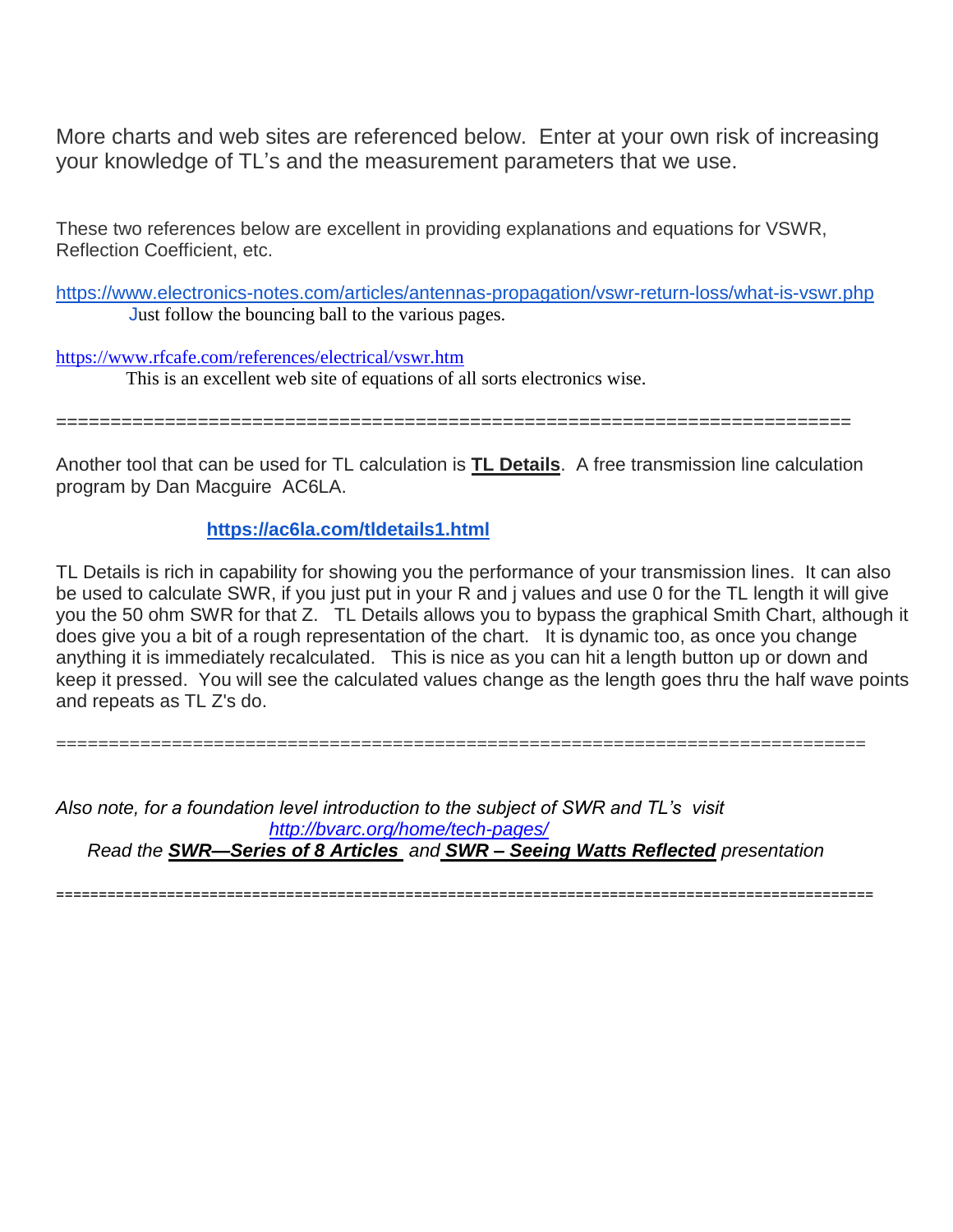More charts and web sites are referenced below. Enter at your own risk of increasing your knowledge of TL's and the measurement parameters that we use.

These two references below are excellent in providing explanations and equations for VSWR, Reflection Coefficient, etc.

https://www.electronics-notes.com/articles/antennas-propagation/vswr-return-loss/what-is-vswr.php

Just follow the bouncing ball to the various pages.

https://www.rfcafe.com/references/electrical/vswr.htm

This is an excellent web site of equations of all sorts electronics wise.

========================================================================

Another tool that can be used for TL calculation is **TL Details**. A free transmission line calculation program by Dan Macguire AC6LA.

**https://ac6la.com/tldetails1.html**

TL Details is rich in capability for showing you the performance of your transmission lines. It can also be used to calculate SWR, if you just put in your R and j values and use 0 for the TL length it will give you the 50 ohm SWR for that Z. TL Details allows you to bypass the graphical Smith Chart, although it does give you a bit of a rough representation of the chart. It is dynamic too, as once you change anything it is immediately recalculated. This is nice as you can hit a length button up or down and keep it pressed. You will see the calculated values change as the length goes thru the half wave points and repeats as TL Z's do.

===========================================================================

*Also note, for a foundation level introduction to the subject of SWR and TL's visit*

*http://bvarc.org/home/tech-pages/*

*Read the* ***SWR—Series of 8 Articles*** *and* ***SWR – Seeing Watts Reflected*** *presentation*

==============================================================================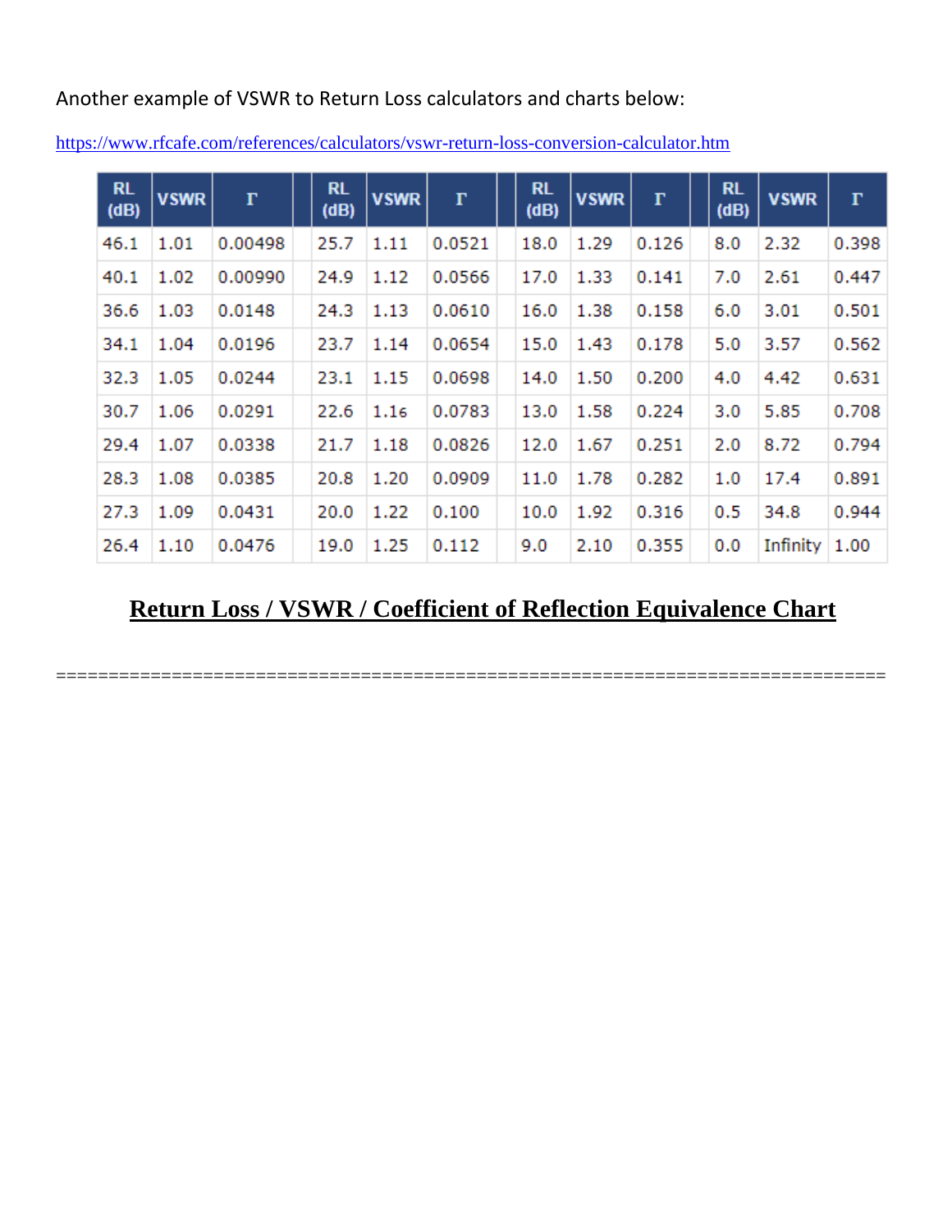Another example of VSWR to Return Loss calculators and charts below:

https://www.rfcafe.com/references/calculators/vswr-return-loss-conversion-calculator.htm

| RL (dB) | VSWR | Γ | | RL (dB) | VSWR | Γ | | RL (dB) | VSWR | Γ | | RL (dB) | VSWR | Γ |
|---|---|---|---|---|---|---|---|---|---|---|---|---|---|---|
| 46.1 | 1.01 | 0.00498 | | 25.7 | 1.11 | 0.0521 | | 18.0 | 1.29 | 0.126 | | 8.0 | 2.32 | 0.398 |
| 40.1 | 1.02 | 0.00990 | | 24.9 | 1.12 | 0.0566 | | 17.0 | 1.33 | 0.141 | | 7.0 | 2.61 | 0.447 |
| 36.6 | 1.03 | 0.0148 | | 24.3 | 1.13 | 0.0610 | | 16.0 | 1.38 | 0.158 | | 6.0 | 3.01 | 0.501 |
| 34.1 | 1.04 | 0.0196 | | 23.7 | 1.14 | 0.0654 | | 15.0 | 1.43 | 0.178 | | 5.0 | 3.57 | 0.562 |
| 32.3 | 1.05 | 0.0244 | | 23.1 | 1.15 | 0.0698 | | 14.0 | 1.50 | 0.200 | | 4.0 | 4.42 | 0.631 |
| 30.7 | 1.06 | 0.0291 | | 22.6 | 1.16 | 0.0783 | | 13.0 | 1.58 | 0.224 | | 3.0 | 5.85 | 0.708 |
| 29.4 | 1.07 | 0.0338 | | 21.7 | 1.18 | 0.0826 | | 12.0 | 1.67 | 0.251 | | 2.0 | 8.72 | 0.794 |
| 28.3 | 1.08 | 0.0385 | | 20.8 | 1.20 | 0.0909 | | 11.0 | 1.78 | 0.282 | | 1.0 | 17.4 | 0.891 |
| 27.3 | 1.09 | 0.0431 | | 20.0 | 1.22 | 0.100 | | 10.0 | 1.92 | 0.316 | | 0.5 | 34.8 | 0.944 |
| 26.4 | 1.10 | 0.0476 | | 19.0 | 1.25 | 0.112 | | 9.0 | 2.10 | 0.355 | | 0.0 | Infinity | 1.00 |

**Return Loss / VSWR / Coefficient of Reflection Equivalence Chart**

================================================================================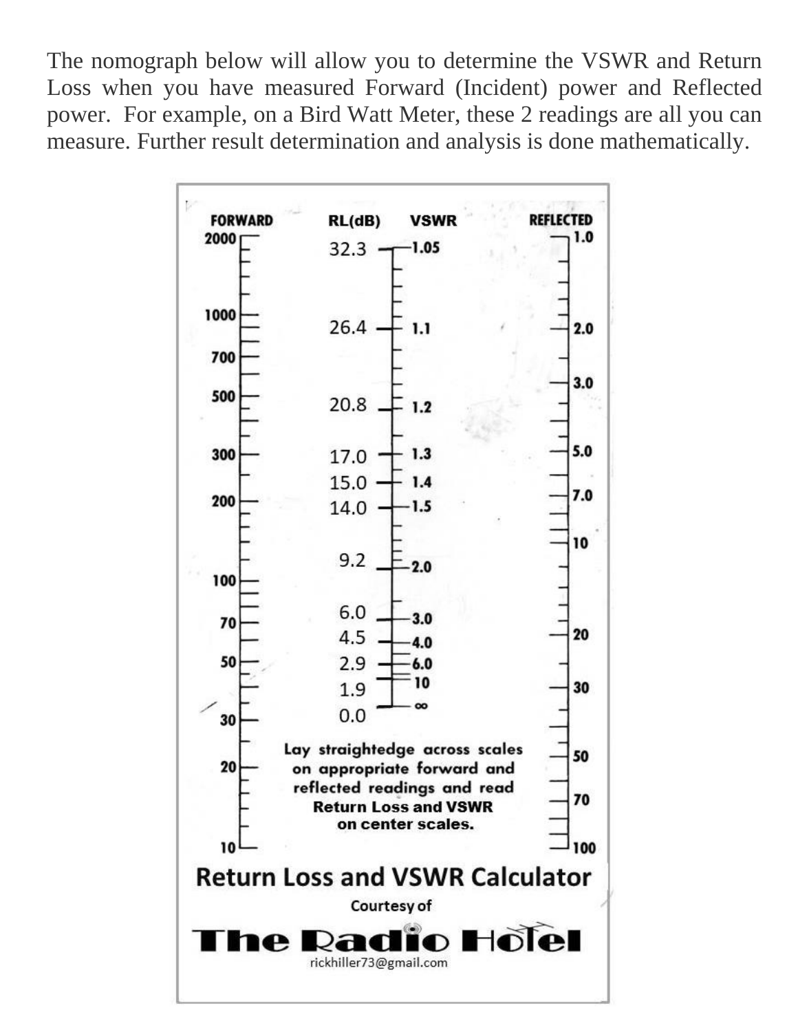The nomograph below will allow you to determine the VSWR and Return Loss when you have measured Forward (Incident) power and Reflected power. For example, on a Bird Watt Meter, these 2 readings are all you can measure. Further result determination and analysis is done mathematically.

**FORWARD** | **RL(dB)** | **VSWR** | **REFLECTED**

| FORWARD | RL(dB) | VSWR | REFLECTED |
|---|---|---|---|
| 2000 | 32.3 | 1.05 | 1.0 |
| 1000 | 26.4 | 1.1 | 2.0 |
| 700 | 20.8 | 1.2 | 3.0 |
| 500 | 17.0 | 1.3 | 5.0 |
| 300 | 15.0 | 1.4 | 7.0 |
| 200 | 14.0 | 1.5 | 10 |
| 100 | 9.2 | 2.0 | 20 |
| 70 | 6.0 | 3.0 | 30 |
| 50 | 4.5 | 4.0 | 50 |
| 30 | 2.9 | 6.0 | 70 |
| 20 | 1.9 | 10 | 100 |
| 10 | 0.0 | ∞ | |

**Lay straightedge across scales on appropriate forward and reflected readings and read Return Loss and VSWR on center scales.**

## Return Loss and VSWR Calculator

Courtesy of

**The Radio Hotel**

rickhiller73@gmail.com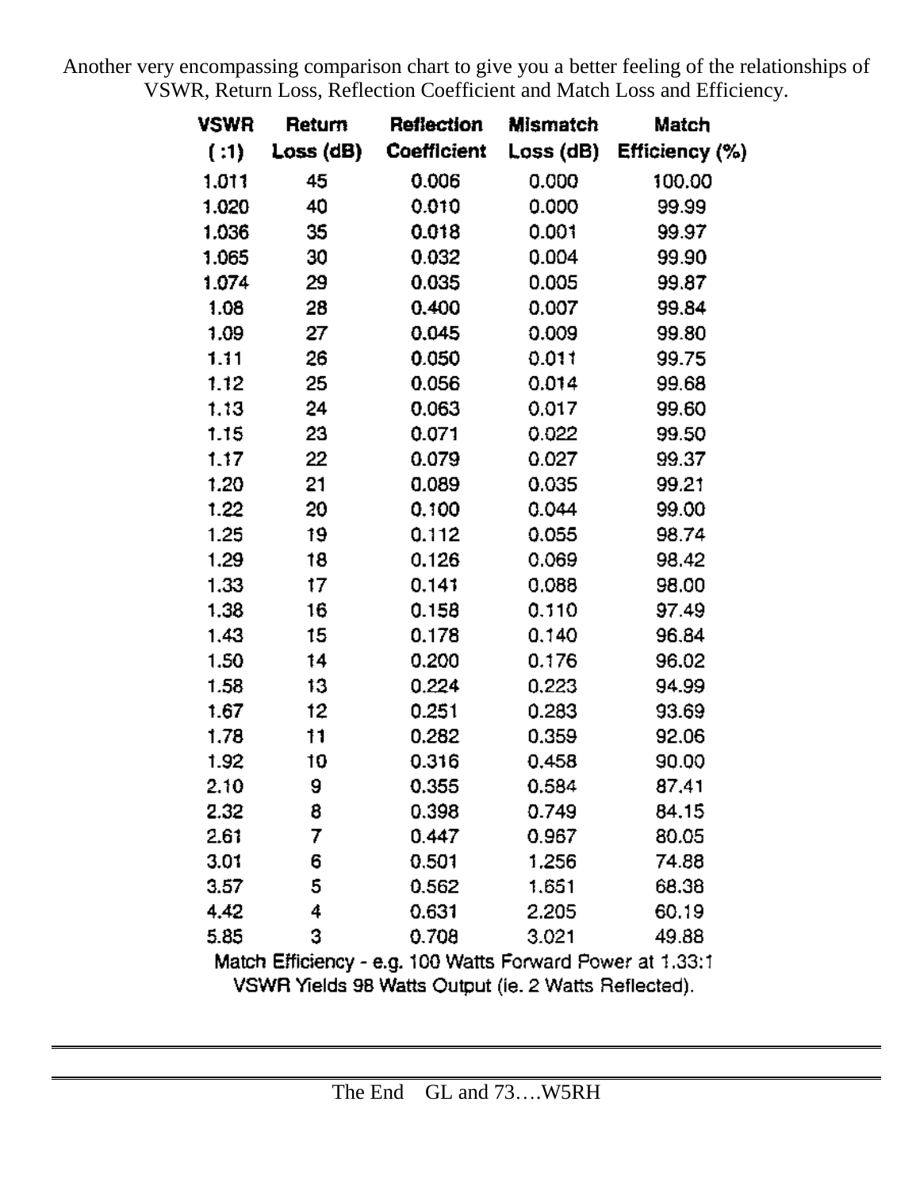Another very encompassing comparison chart to give you a better feeling of the relationships of VSWR, Return Loss, Reflection Coefficient and Match Loss and Efficiency.

| VSWR (:1) | Return Loss (dB) | Reflection Coefficient | Mismatch Loss (dB) | Match Efficiency (%) |
|---|---|---|---|---|
| 1.011 | 45 | 0.006 | 0.000 | 100.00 |
| 1.020 | 40 | 0.010 | 0.000 | 99.99 |
| 1.036 | 35 | 0.018 | 0.001 | 99.97 |
| 1.065 | 30 | 0.032 | 0.004 | 99.90 |
| 1.074 | 29 | 0.035 | 0.005 | 99.87 |
| 1.08 | 28 | 0.400 | 0.007 | 99.84 |
| 1.09 | 27 | 0.045 | 0.009 | 99.80 |
| 1.11 | 26 | 0.050 | 0.011 | 99.75 |
| 1.12 | 25 | 0.056 | 0.014 | 99.68 |
| 1.13 | 24 | 0.063 | 0.017 | 99.60 |
| 1.15 | 23 | 0.071 | 0.022 | 99.50 |
| 1.17 | 22 | 0.079 | 0.027 | 99.37 |
| 1.20 | 21 | 0.089 | 0.035 | 99.21 |
| 1.22 | 20 | 0.100 | 0.044 | 99.00 |
| 1.25 | 19 | 0.112 | 0.055 | 98.74 |
| 1.29 | 18 | 0.126 | 0.069 | 98.42 |
| 1.33 | 17 | 0.141 | 0.088 | 98.00 |
| 1.38 | 16 | 0.158 | 0.110 | 97.49 |
| 1.43 | 15 | 0.178 | 0.140 | 96.84 |
| 1.50 | 14 | 0.200 | 0.176 | 96.02 |
| 1.58 | 13 | 0.224 | 0.223 | 94.99 |
| 1.67 | 12 | 0.251 | 0.283 | 93.69 |
| 1.78 | 11 | 0.282 | 0.359 | 92.06 |
| 1.92 | 10 | 0.316 | 0.458 | 90.00 |
| 2.10 | 9 | 0.355 | 0.584 | 87.41 |
| 2.32 | 8 | 0.398 | 0.749 | 84.15 |
| 2.61 | 7 | 0.447 | 0.967 | 80.05 |
| 3.01 | 6 | 0.501 | 1.256 | 74.88 |
| 3.57 | 5 | 0.562 | 1.651 | 68.38 |
| 4.42 | 4 | 0.631 | 2.205 | 60.19 |
| 5.85 | 3 | 0.708 | 3.021 | 49.88 |

Match Efficiency - e.g. 100 Watts Forward Power at 1.33:1 VSWR Yields 98 Watts Output (ie. 2 Watts Reflected).

---

The End GL and 73….W5RH